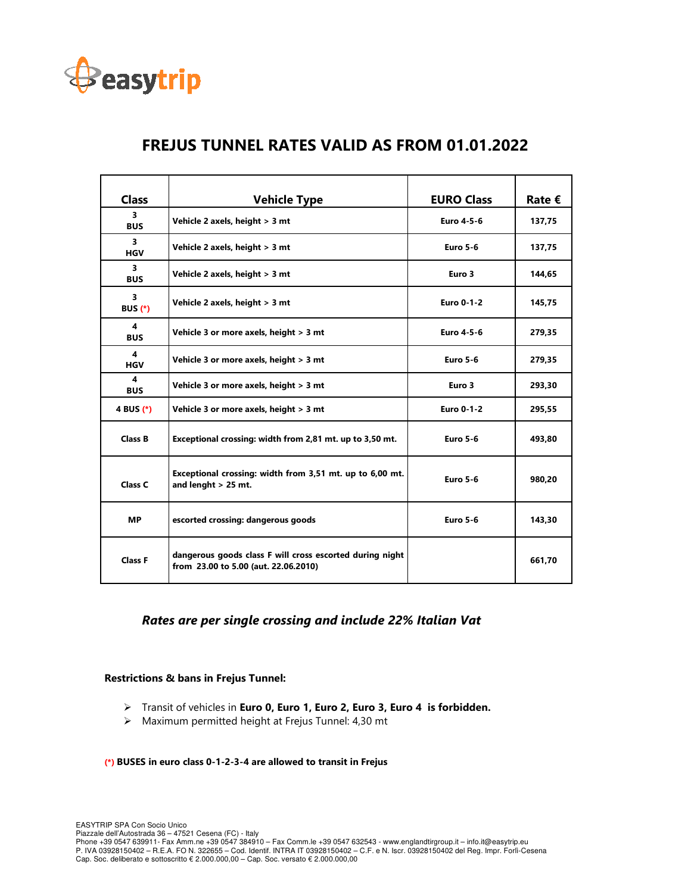easytrip

# FREJUS TUNNEL RATES VALID AS FROM 01.01.2022

| Class | Vehicle Type | EURO Class | Rate € |
|---|---|---|---|
| 3 BUS | Vehicle 2 axels, height > 3 mt | Euro 4-5-6 | 137,75 |
| 3 HGV | Vehicle 2 axels, height > 3 mt | Euro 5-6 | 137,75 |
| 3 BUS | Vehicle 2 axels, height > 3 mt | Euro 3 | 144,65 |
| 3 BUS (*) | Vehicle 2 axels, height > 3 mt | Euro 0-1-2 | 145,75 |
| 4 BUS | Vehicle 3 or more axels, height > 3 mt | Euro 4-5-6 | 279,35 |
| 4 HGV | Vehicle 3 or more axels, height > 3 mt | Euro 5-6 | 279,35 |
| 4 BUS | Vehicle 3 or more axels, height > 3 mt | Euro 3 | 293,30 |
| 4 BUS (*) | Vehicle 3 or more axels, height > 3 mt | Euro 0-1-2 | 295,55 |
| Class B | Exceptional crossing: width from 2,81 mt. up to 3,50 mt. | Euro 5-6 | 493,80 |
| Class C | Exceptional crossing: width from 3,51 mt. up to 6,00 mt. and lenght > 25 mt. | Euro 5-6 | 980,20 |
| MP | escorted crossing: dangerous goods | Euro 5-6 | 143,30 |
| Class F | dangerous goods class F will cross escorted during night from 23.00 to 5.00 (aut. 22.06.2010) | | 661,70 |

***Rates are per single crossing and include 22% Italian Vat***

**Restrictions & bans in Frejus Tunnel:**

- Transit of vehicles in **Euro 0, Euro 1, Euro 2, Euro 3, Euro 4 is forbidden.**
- Maximum permitted height at Frejus Tunnel: 4,30 mt

**(*) BUSES in euro class 0-1-2-3-4 are allowed to transit in Frejus**

EASYTRIP SPA Con Socio Unico
Piazzale dell'Autostrada 36 – 47521 Cesena (FC) - Italy
Phone +39 0547 639911- Fax Amm.ne +39 0547 384910 – Fax Comm.le +39 0547 632543 - www.englandtirgroup.it – info.it@easytrip.eu
P. IVA 03928150402 – R.E.A. FO N. 322655 – Cod. Identif. INTRA IT 03928150402 – C.F. e N. Iscr. 03928150402 del Reg. Impr. Forlì-Cesena
Cap. Soc. deliberato e sottoscritto € 2.000.000,00 – Cap. Soc. versato € 2.000.000,00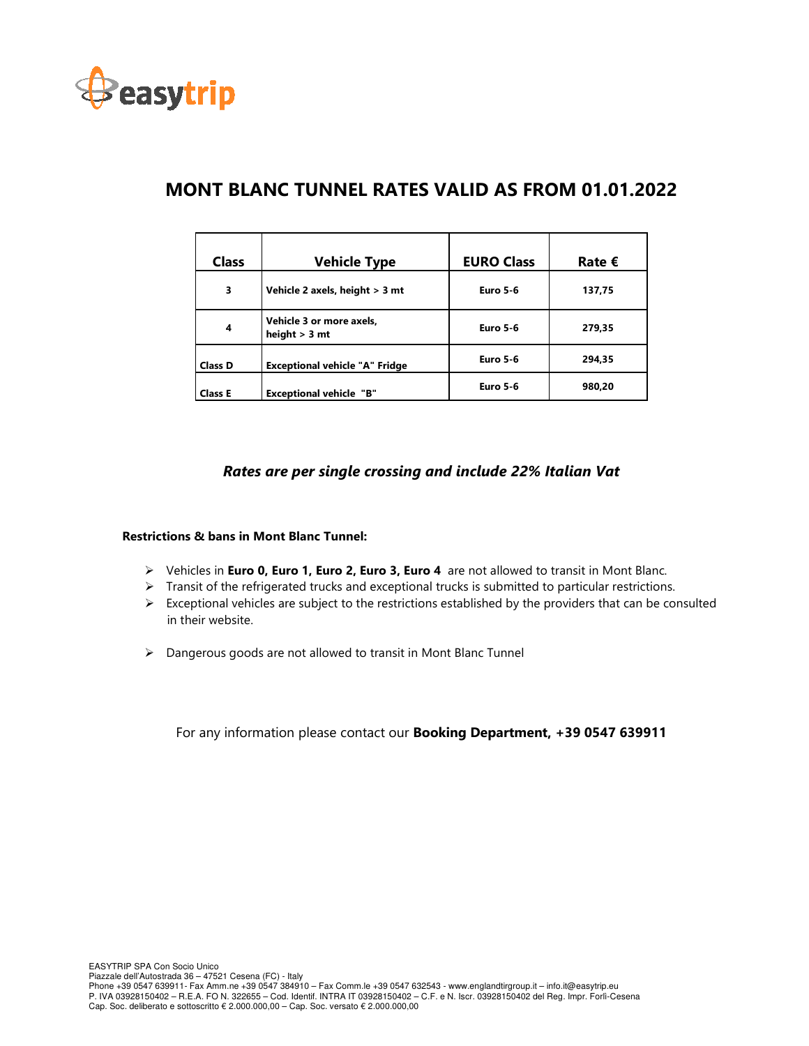easytrip

# MONT BLANC TUNNEL RATES VALID AS FROM 01.01.2022

| Class | Vehicle Type | EURO Class | Rate € |
|---|---|---|---|
| 3 | Vehicle 2 axels, height > 3 mt | Euro 5-6 | 137,75 |
| 4 | Vehicle 3 or more axels, height > 3 mt | Euro 5-6 | 279,35 |
| Class D | Exceptional vehicle "A" Fridge | Euro 5-6 | 294,35 |
| Class E | Exceptional vehicle "B" | Euro 5-6 | 980,20 |

***Rates are per single crossing and include 22% Italian Vat***

**Restrictions & bans in Mont Blanc Tunnel:**

- Vehicles in **Euro 0, Euro 1, Euro 2, Euro 3, Euro 4** are not allowed to transit in Mont Blanc.
- Transit of the refrigerated trucks and exceptional trucks is submitted to particular restrictions.
- Exceptional vehicles are subject to the restrictions established by the providers that can be consulted in their website.
- Dangerous goods are not allowed to transit in Mont Blanc Tunnel

For any information please contact our **Booking Department, +39 0547 639911**

EASYTRIP SPA Con Socio Unico
Piazzale dell'Autostrada 36 – 47521 Cesena (FC) - Italy
Phone +39 0547 639911- Fax Amm.ne +39 0547 384910 – Fax Comm.le +39 0547 632543 - www.englandtirgroup.it – info.it@easytrip.eu
P. IVA 03928150402 – R.E.A. FO N. 322655 – Cod. Identif. INTRA IT 03928150402 – C.F. e N. Iscr. 03928150402 del Reg. Impr. Forlì-Cesena
Cap. Soc. deliberato e sottoscritto € 2.000.000,00 – Cap. Soc. versato € 2.000.000,00